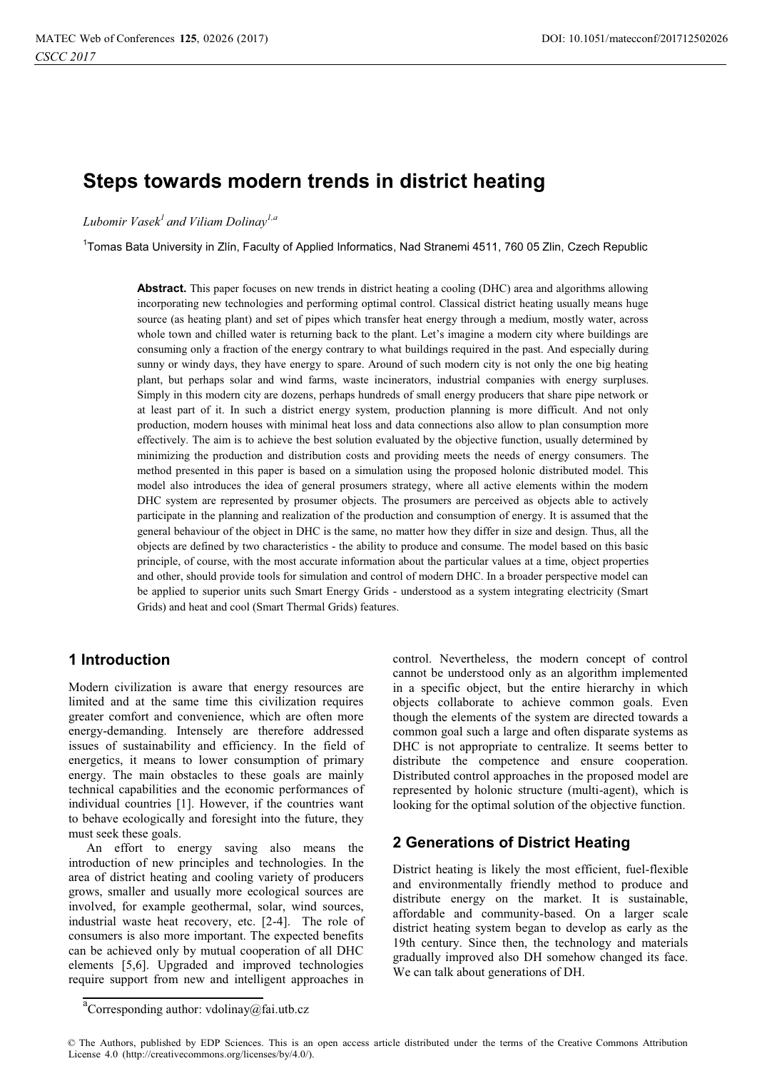# Steps towards modern trends in district heating

*Lubomir Vasek*[1] *and Viliam Dolinay*[1,a]

[1]Tomas Bata University in Zlín, Faculty of Applied Informatics, Nad Stranemi 4511, 760 05 Zlin, Czech Republic

**Abstract.** This paper focuses on new trends in district heating a cooling (DHC) area and algorithms allowing incorporating new technologies and performing optimal control. Classical district heating usually means huge source (as heating plant) and set of pipes which transfer heat energy through a medium, mostly water, across whole town and chilled water is returning back to the plant. Let's imagine a modern city where buildings are consuming only a fraction of the energy contrary to what buildings required in the past. And especially during sunny or windy days, they have energy to spare. Around of such modern city is not only the one big heating plant, but perhaps solar and wind farms, waste incinerators, industrial companies with energy surpluses. Simply in this modern city are dozens, perhaps hundreds of small energy producers that share pipe network or at least part of it. In such a district energy system, production planning is more difficult. And not only production, modern houses with minimal heat loss and data connections also allow to plan consumption more effectively. The aim is to achieve the best solution evaluated by the objective function, usually determined by minimizing the production and distribution costs and providing meets the needs of energy consumers. The method presented in this paper is based on a simulation using the proposed holonic distributed model. This model also introduces the idea of general prosumers strategy, where all active elements within the modern DHC system are represented by prosumer objects. The prosumers are perceived as objects able to actively participate in the planning and realization of the production and consumption of energy. It is assumed that the general behaviour of the object in DHC is the same, no matter how they differ in size and design. Thus, all the objects are defined by two characteristics - the ability to produce and consume. The model based on this basic principle, of course, with the most accurate information about the particular values at a time, object properties and other, should provide tools for simulation and control of modern DHC. In a broader perspective model can be applied to superior units such Smart Energy Grids - understood as a system integrating electricity (Smart Grids) and heat and cool (Smart Thermal Grids) features.

## 1 Introduction

Modern civilization is aware that energy resources are limited and at the same time this civilization requires greater comfort and convenience, which are often more energy-demanding. Intensely are therefore addressed issues of sustainability and efficiency. In the field of energetics, it means to lower consumption of primary energy. The main obstacles to these goals are mainly technical capabilities and the economic performances of individual countries [1]. However, if the countries want to behave ecologically and foresight into the future, they must seek these goals.

An effort to energy saving also means the introduction of new principles and technologies. In the area of district heating and cooling variety of producers grows, smaller and usually more ecological sources are involved, for example geothermal, solar, wind sources, industrial waste heat recovery, etc. [2-4]. The role of consumers is also more important. The expected benefits can be achieved only by mutual cooperation of all DHC elements [5,6]. Upgraded and improved technologies require support from new and intelligent approaches in control. Nevertheless, the modern concept of control cannot be understood only as an algorithm implemented in a specific object, but the entire hierarchy in which objects collaborate to achieve common goals. Even though the elements of the system are directed towards a common goal such a large and often disparate systems as DHC is not appropriate to centralize. It seems better to distribute the competence and ensure cooperation. Distributed control approaches in the proposed model are represented by holonic structure (multi-agent), which is looking for the optimal solution of the objective function.

## 2 Generations of District Heating

District heating is likely the most efficient, fuel-flexible and environmentally friendly method to produce and distribute energy on the market. It is sustainable, affordable and community-based. On a larger scale district heating system began to develop as early as the 19th century. Since then, the technology and materials gradually improved also DH somehow changed its face. We can talk about generations of DH.

[a]Corresponding author: vdolinay@fai.utb.cz

© The Authors, published by EDP Sciences. This is an open access article distributed under the terms of the Creative Commons Attribution License 4.0 (http://creativecommons.org/licenses/by/4.0/).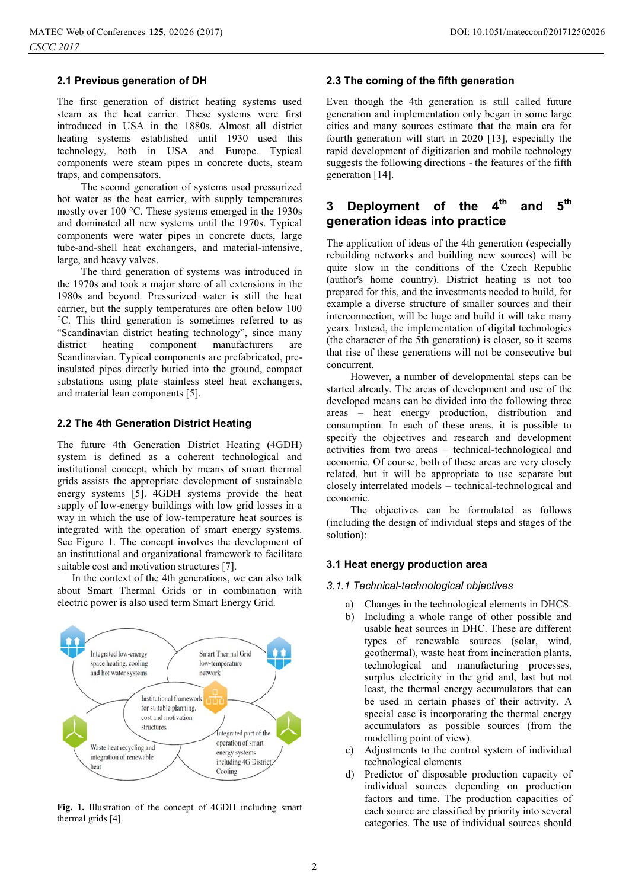## 2.1 Previous generation of DH

The first generation of district heating systems used steam as the heat carrier. These systems were first introduced in USA in the 1880s. Almost all district heating systems established until 1930 used this technology, both in USA and Europe. Typical components were steam pipes in concrete ducts, steam traps, and compensators.

The second generation of systems used pressurized hot water as the heat carrier, with supply temperatures mostly over 100 °C. These systems emerged in the 1930s and dominated all new systems until the 1970s. Typical components were water pipes in concrete ducts, large tube-and-shell heat exchangers, and material-intensive, large, and heavy valves.

The third generation of systems was introduced in the 1970s and took a major share of all extensions in the 1980s and beyond. Pressurized water is still the heat carrier, but the supply temperatures are often below 100 °C. This third generation is sometimes referred to as "Scandinavian district heating technology", since many district heating component manufacturers are Scandinavian. Typical components are prefabricated, pre-insulated pipes directly buried into the ground, compact substations using plate stainless steel heat exchangers, and material lean components [5].

## 2.2 The 4th Generation District Heating

The future 4th Generation District Heating (4GDH) system is defined as a coherent technological and institutional concept, which by means of smart thermal grids assists the appropriate development of sustainable energy systems [5]. 4GDH systems provide the heat supply of low-energy buildings with low grid losses in a way in which the use of low-temperature heat sources is integrated with the operation of smart energy systems. See Figure 1. The concept involves the development of an institutional and organizational framework to facilitate suitable cost and motivation structures [7].

In the context of the 4th generations, we can also talk about Smart Thermal Grids or in combination with electric power is also used term Smart Energy Grid.

**Fig. 1.** Illustration of the concept of 4GDH including smart thermal grids [4].

## 2.3 The coming of the fifth generation

Even though the 4th generation is still called future generation and implementation only began in some large cities and many sources estimate that the main era for fourth generation will start in 2020 [13], especially the rapid development of digitization and mobile technology suggests the following directions - the features of the fifth generation [14].

# 3 Deployment of the 4th and 5th generation ideas into practice

The application of ideas of the 4th generation (especially rebuilding networks and building new sources) will be quite slow in the conditions of the Czech Republic (author's home country). District heating is not too prepared for this, and the investments needed to build, for example a diverse structure of smaller sources and their interconnection, will be huge and build it will take many years. Instead, the implementation of digital technologies (the character of the 5th generation) is closer, so it seems that rise of these generations will not be consecutive but concurrent.

However, a number of developmental steps can be started already. The areas of development and use of the developed means can be divided into the following three areas – heat energy production, distribution and consumption. In each of these areas, it is possible to specify the objectives and research and development activities from two areas – technical-technological and economic. Of course, both of these areas are very closely related, but it will be appropriate to use separate but closely interrelated models – technical-technological and economic.

The objectives can be formulated as follows (including the design of individual steps and stages of the solution):

## 3.1 Heat energy production area

### *3.1.1 Technical-technological objectives*

a) Changes in the technological elements in DHCS.
b) Including a whole range of other possible and usable heat sources in DHC. These are different types of renewable sources (solar, wind, geothermal), waste heat from incineration plants, technological and manufacturing processes, surplus electricity in the grid and, last but not least, the thermal energy accumulators that can be used in certain phases of their activity. A special case is incorporating the thermal energy accumulators as possible sources (from the modelling point of view).
c) Adjustments to the control system of individual technological elements
d) Predictor of disposable production capacity of individual sources depending on production factors and time. The production capacities of each source are classified by priority into several categories. The use of individual sources should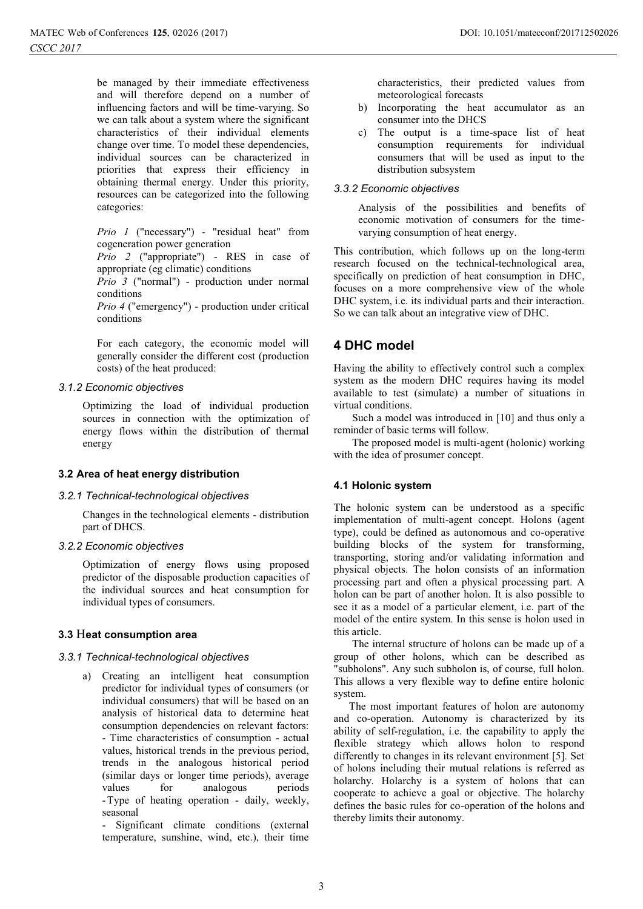be managed by their immediate effectiveness and will therefore depend on a number of influencing factors and will be time-varying. So we can talk about a system where the significant characteristics of their individual elements change over time. To model these dependencies, individual sources can be characterized in priorities that express their efficiency in obtaining thermal energy. Under this priority, resources can be categorized into the following categories:

*Prio 1* ("necessary") - "residual heat" from cogeneration power generation
*Prio 2* ("appropriate") - RES in case of appropriate (eg climatic) conditions
*Prio 3* ("normal") - production under normal conditions
*Prio 4* ("emergency") - production under critical conditions

For each category, the economic model will generally consider the different cost (production costs) of the heat produced:

#### *3.1.2 Economic objectives*

Optimizing the load of individual production sources in connection with the optimization of energy flows within the distribution of thermal energy

### 3.2 Area of heat energy distribution

#### *3.2.1 Technical-technological objectives*

Changes in the technological elements - distribution part of DHCS.

#### *3.2.2 Economic objectives*

Optimization of energy flows using proposed predictor of the disposable production capacities of the individual sources and heat consumption for individual types of consumers.

### 3.3 Heat consumption area

#### *3.3.1 Technical-technological objectives*

a) Creating an intelligent heat consumption predictor for individual types of consumers (or individual consumers) that will be based on an analysis of historical data to determine heat consumption dependencies on relevant factors:
   - Time characteristics of consumption - actual values, historical trends in the previous period, trends in the analogous historical period (similar days or longer time periods), average values for analogous periods
   - Type of heating operation - daily, weekly, seasonal
   - Significant climate conditions (external temperature, sunshine, wind, etc.), their time characteristics, their predicted values from meteorological forecasts
b) Incorporating the heat accumulator as an consumer into the DHCS
c) The output is a time-space list of heat consumption requirements for individual consumers that will be used as input to the distribution subsystem

#### *3.3.2 Economic objectives*

Analysis of the possibilities and benefits of economic motivation of consumers for the time-varying consumption of heat energy.

This contribution, which follows up on the long-term research focused on the technical-technological area, specifically on prediction of heat consumption in DHC, focuses on a more comprehensive view of the whole DHC system, i.e. its individual parts and their interaction. So we can talk about an integrative view of DHC.

## 4 DHC model

Having the ability to effectively control such a complex system as the modern DHC requires having its model available to test (simulate) a number of situations in virtual conditions.

Such a model was introduced in [10] and thus only a reminder of basic terms will follow.

The proposed model is multi-agent (holonic) working with the idea of prosumer concept.

### 4.1 Holonic system

The holonic system can be understood as a specific implementation of multi-agent concept. Holons (agent type), could be defined as autonomous and co-operative building blocks of the system for transforming, transporting, storing and/or validating information and physical objects. The holon consists of an information processing part and often a physical processing part. A holon can be part of another holon. It is also possible to see it as a model of a particular element, i.e. part of the model of the entire system. In this sense is holon used in this article.

The internal structure of holons can be made up of a group of other holons, which can be described as "subholons". Any such subholon is, of course, full holon. This allows a very flexible way to define entire holonic system.

The most important features of holon are autonomy and co-operation. Autonomy is characterized by its ability of self-regulation, i.e. the capability to apply the flexible strategy which allows holon to respond differently to changes in its relevant environment [5]. Set of holons including their mutual relations is referred as holarchy. Holarchy is a system of holons that can cooperate to achieve a goal or objective. The holarchy defines the basic rules for co-operation of the holons and thereby limits their autonomy.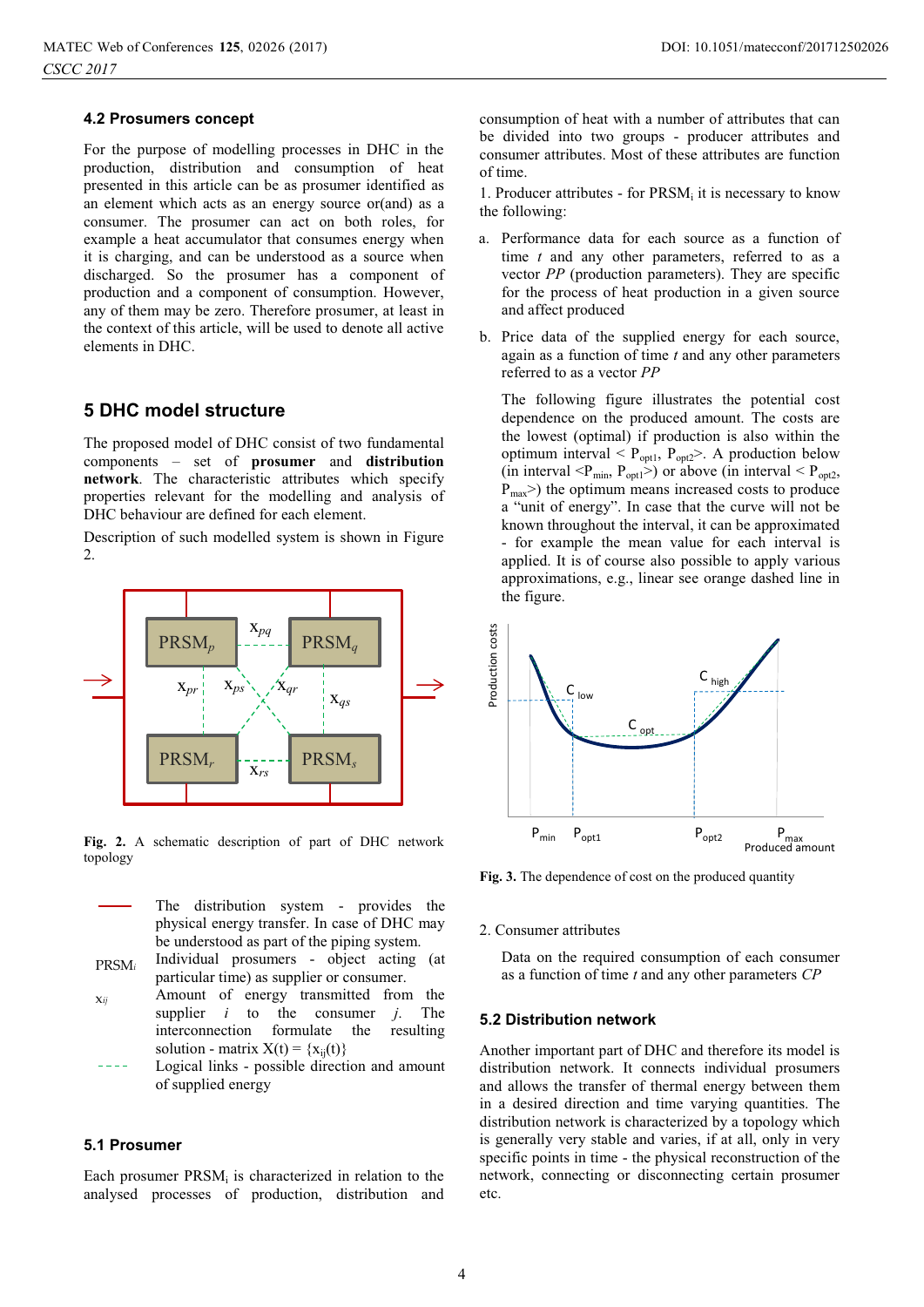### 4.2 Prosumers concept

For the purpose of modelling processes in DHC in the production, distribution and consumption of heat presented in this article can be as prosumer identified as an element which acts as an energy source or(and) as a consumer. The prosumer can act on both roles, for example a heat accumulator that consumes energy when it is charging, and can be understood as a source when discharged. So the prosumer has a component of production and a component of consumption. However, any of them may be zero. Therefore prosumer, at least in the context of this article, will be used to denote all active elements in DHC.

## 5 DHC model structure

The proposed model of DHC consist of two fundamental components – set of **prosumer** and **distribution network**. The characteristic attributes which specify properties relevant for the modelling and analysis of DHC behaviour are defined for each element.

Description of such modelled system is shown in Figure 2.

Fig. 2. A schematic description of part of DHC network topology

- The distribution system - provides the physical energy transfer. In case of DHC may be understood as part of the piping system.
- $PRSM_i$ Individual prosumers - object acting (at particular time) as supplier or consumer.
- $x_{ij}$ Amount of energy transmitted from the supplier $i$ to the consumer $j$. The interconnection formulate the resulting solution - matrix $X(t) = \{x_{ij}(t)\}$
- ---- Logical links - possible direction and amount of supplied energy

### 5.1 Prosumer

Each prosumer $PRSM_i$ is characterized in relation to the analysed processes of production, distribution and consumption of heat with a number of attributes that can be divided into two groups - producer attributes and consumer attributes. Most of these attributes are function of time.

1. Producer attributes - for $PRSM_i$ it is necessary to know the following:

a. Performance data for each source as a function of time $t$ and any other parameters, referred to as a vector $PP$ (production parameters). They are specific for the process of heat production in a given source and affect produced

b. Price data of the supplied energy for each source, again as a function of time $t$ and any other parameters referred to as a vector $PP$

The following figure illustrates the potential cost dependence on the produced amount. The costs are the lowest (optimal) if production is also within the optimum interval $< P_{opt1}, P_{opt2} >$. A production below (in interval $<P_{min}, P_{opt1}>$) or above (in interval $< P_{opt2}, P_{max}>$) the optimum means increased costs to produce a "unit of energy". In case that the curve will not be known throughout the interval, it can be approximated - for example the mean value for each interval is applied. It is of course also possible to apply various approximations, e.g., linear see orange dashed line in the figure.

Fig. 3. The dependence of cost on the produced quantity

2. Consumer attributes

Data on the required consumption of each consumer as a function of time $t$ and any other parameters $CP$

### 5.2 Distribution network

Another important part of DHC and therefore its model is distribution network. It connects individual prosumers and allows the transfer of thermal energy between them in a desired direction and time varying quantities. The distribution network is characterized by a topology which is generally very stable and varies, if at all, only in very specific points in time - the physical reconstruction of the network, connecting or disconnecting certain prosumer etc.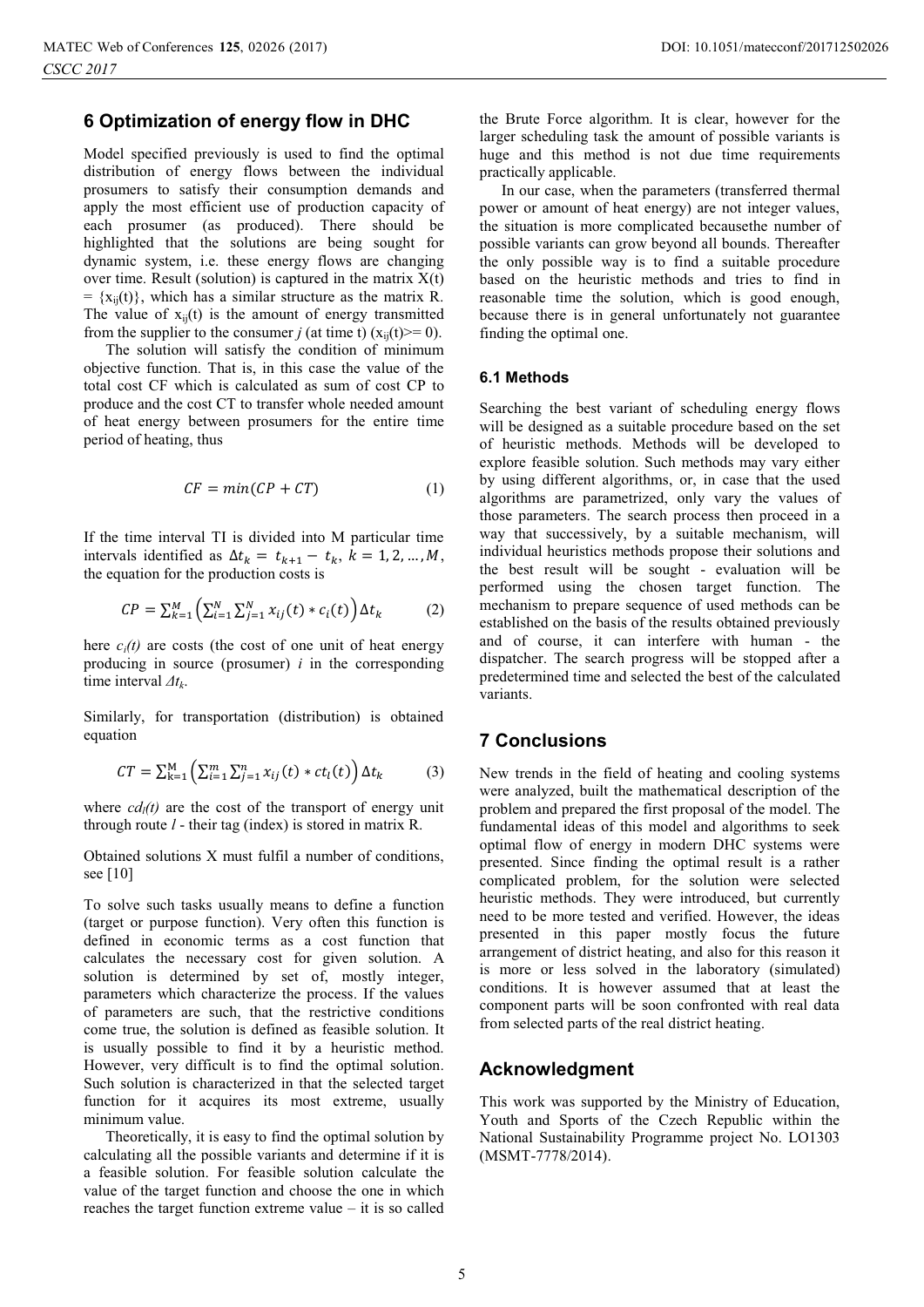## 6 Optimization of energy flow in DHC

Model specified previously is used to find the optimal distribution of energy flows between the individual prosumers to satisfy their consumption demands and apply the most efficient use of production capacity of each prosumer (as produced). There should be highlighted that the solutions are being sought for dynamic system, i.e. these energy flows are changing over time. Result (solution) is captured in the matrix X(t) = $\{x_{ij}(t)\}$, which has a similar structure as the matrix R. The value of $x_{ij}(t)$ is the amount of energy transmitted from the supplier to the consumer *j* (at time t) ($x_{ij}(t) >= 0$).

The solution will satisfy the condition of minimum objective function. That is, in this case the value of the total cost CF which is calculated as sum of cost CP to produce and the cost CT to transfer whole needed amount of heat energy between prosumers for the entire time period of heating, thus

$$CF = min(CP + CT) \tag{1}$$

If the time interval TI is divided into M particular time intervals identified as $\Delta t_k = t_{k+1} - t_k,\ k = 1, 2, \dots, M$, the equation for the production costs is

$$CP = \sum_{k=1}^{M} \left( \sum_{i=1}^{N} \sum_{j=1}^{N} x_{ij}(t) * c_i(t) \right) \Delta t_k \tag{2}$$

here $c_i(t)$ are costs (the cost of one unit of heat energy producing in source (prosumer) *i* in the corresponding time interval $\Delta t_k$.

Similarly, for transportation (distribution) is obtained equation

$$CT = \sum_{k=1}^{M} \left( \sum_{i=1}^{m} \sum_{j=1}^{n} x_{ij}(t) * ct_l(t) \right) \Delta t_k \tag{3}$$

where $cd_l(t)$ are the cost of the transport of energy unit through route *l* - their tag (index) is stored in matrix R.

Obtained solutions X must fulfil a number of conditions, see [10]

To solve such tasks usually means to define a function (target or purpose function). Very often this function is defined in economic terms as a cost function that calculates the necessary cost for given solution. A solution is determined by set of, mostly integer, parameters which characterize the process. If the values of parameters are such, that the restrictive conditions come true, the solution is defined as feasible solution. It is usually possible to find it by a heuristic method. However, very difficult is to find the optimal solution. Such solution is characterized in that the selected target function for it acquires its most extreme, usually minimum value.

Theoretically, it is easy to find the optimal solution by calculating all the possible variants and determine if it is a feasible solution. For feasible solution calculate the value of the target function and choose the one in which reaches the target function extreme value – it is so called the Brute Force algorithm. It is clear, however for the larger scheduling task the amount of possible variants is huge and this method is not due time requirements practically applicable.

In our case, when the parameters (transferred thermal power or amount of heat energy) are not integer values, the situation is more complicated becausethe number of possible variants can grow beyond all bounds. Thereafter the only possible way is to find a suitable procedure based on the heuristic methods and tries to find in reasonable time the solution, which is good enough, because there is in general unfortunately not guarantee finding the optimal one.

### 6.1 Methods

Searching the best variant of scheduling energy flows will be designed as a suitable procedure based on the set of heuristic methods. Methods will be developed to explore feasible solution. Such methods may vary either by using different algorithms, or, in case that the used algorithms are parametrized, only vary the values of those parameters. The search process then proceed in a way that successively, by a suitable mechanism, will individual heuristics methods propose their solutions and the best result will be sought - evaluation will be performed using the chosen target function. The mechanism to prepare sequence of used methods can be established on the basis of the results obtained previously and of course, it can interfere with human - the dispatcher. The search progress will be stopped after a predetermined time and selected the best of the calculated variants.

## 7 Conclusions

New trends in the field of heating and cooling systems were analyzed, built the mathematical description of the problem and prepared the first proposal of the model. The fundamental ideas of this model and algorithms to seek optimal flow of energy in modern DHC systems were presented. Since finding the optimal result is a rather complicated problem, for the solution were selected heuristic methods. They were introduced, but currently need to be more tested and verified. However, the ideas presented in this paper mostly focus the future arrangement of district heating, and also for this reason it is more or less solved in the laboratory (simulated) conditions. It is however assumed that at least the component parts will be soon confronted with real data from selected parts of the real district heating.

## Acknowledgment

This work was supported by the Ministry of Education, Youth and Sports of the Czech Republic within the National Sustainability Programme project No. LO1303 (MSMT-7778/2014).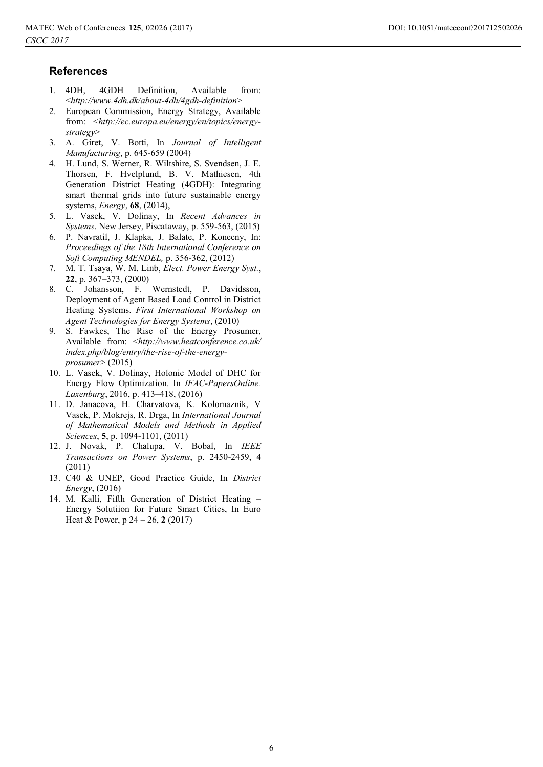## References

1. 4DH, 4GDH Definition, Available from: <*http://www.4dh.dk/about-4dh/4gdh-definition*>
2. European Commission, Energy Strategy, Available from: <*http://ec.europa.eu/energy/en/topics/energy-strategy*>
3. A. Giret, V. Botti, In *Journal of Intelligent Manufacturing*, p. 645-659 (2004)
4. H. Lund, S. Werner, R. Wiltshire, S. Svendsen, J. E. Thorsen, F. Hvelplund, B. V. Mathiesen, 4th Generation District Heating (4GDH): Integrating smart thermal grids into future sustainable energy systems, *Energy*, **68**, (2014),
5. L. Vasek, V. Dolinay, In *Recent Advances in Systems*. New Jersey, Piscataway, p. 559-563, (2015)
6. P. Navratil, J. Klapka, J. Balate, P. Konecny, In: *Proceedings of the 18th International Conference on Soft Computing MENDEL,* p. 356-362, (2012)
7. M. T. Tsaya, W. M. Linb, *Elect. Power Energy Syst.*, **22**, p. 367–373, (2000)
8. C. Johansson, F. Wernstedt, P. Davidsson, Deployment of Agent Based Load Control in District Heating Systems. *First International Workshop on Agent Technologies for Energy Systems*, (2010)
9. S. Fawkes, The Rise of the Energy Prosumer, Available from: <*http://www.heatconference.co.uk/index.php/blog/entry/the-rise-of-the-energy-prosumer*> (2015)
10. L. Vasek, V. Dolinay, Holonic Model of DHC for Energy Flow Optimization. In *IFAC-PapersOnline. Laxenburg*, 2016, p. 413–418, (2016)
11. D. Janacova, H. Charvatova, K. Kolomazník, V Vasek, P. Mokrejs, R. Drga, In *International Journal of Mathematical Models and Methods in Applied Sciences*, **5**, p. 1094-1101, (2011)
12. J. Novak, P. Chalupa, V. Bobal, In *IEEE Transactions on Power Systems*, p. 2450-2459, **4** (2011)
13. C40 & UNEP, Good Practice Guide, In *District Energy*, (2016)
14. M. Kalli, Fifth Generation of District Heating – Energy Solutiion for Future Smart Cities, In Euro Heat & Power, p 24 – 26, **2** (2017)